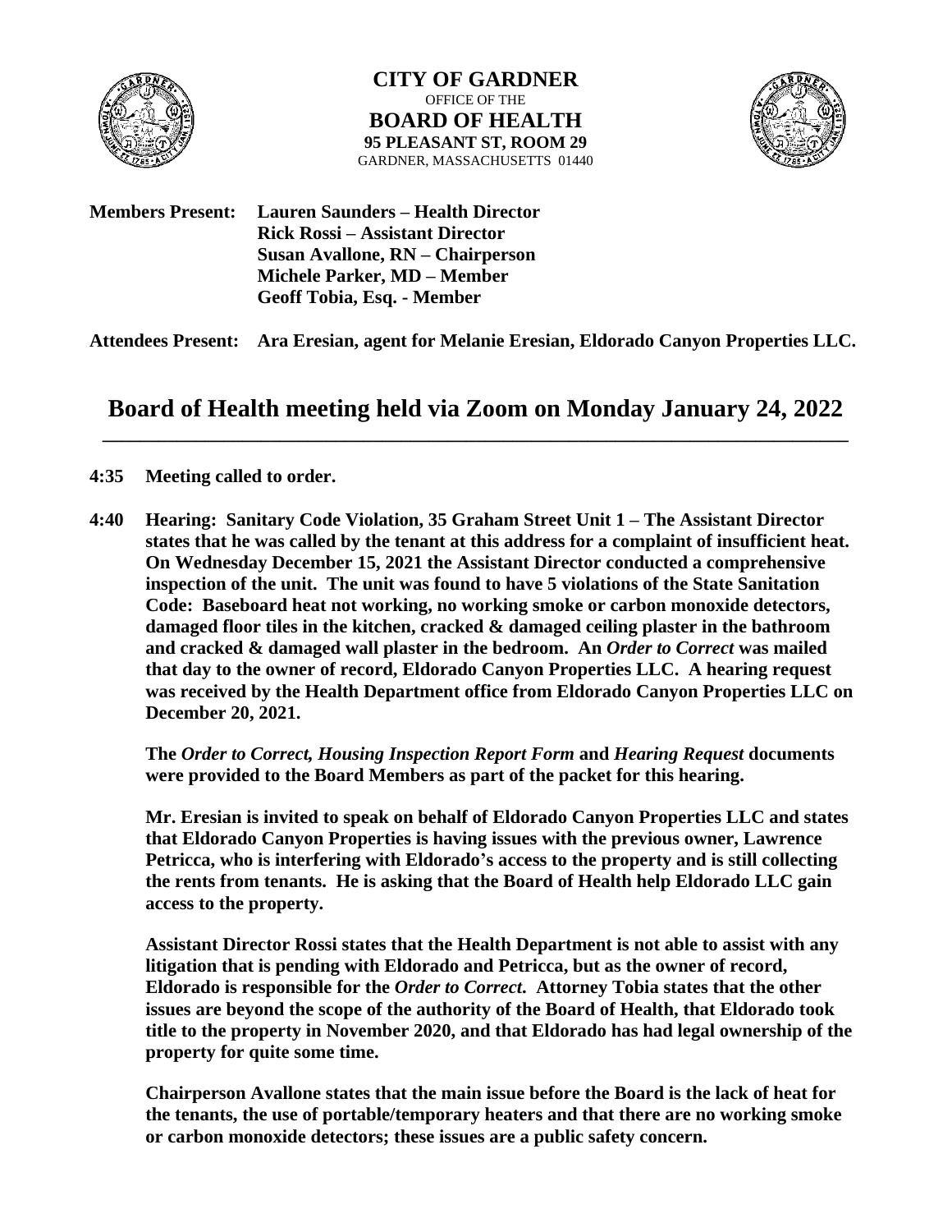**CITY OF GARDNER**
OFFICE OF THE
**BOARD OF HEALTH**
**95 PLEASANT ST, ROOM 29**
GARDNER, MASSACHUSETTS 01440

**Members Present:** **Lauren Saunders – Health Director**
**Rick Rossi – Assistant Director**
**Susan Avallone, RN – Chairperson**
**Michele Parker, MD – Member**
**Geoff Tobia, Esq. - Member**

**Attendees Present:** **Ara Eresian, agent for Melanie Eresian, Eldorado Canyon Properties LLC.**

# Board of Health meeting held via Zoom on Monday January 24, 2022

**4:35 Meeting called to order.**

**4:40 Hearing: Sanitary Code Violation, 35 Graham Street Unit 1 – The Assistant Director states that he was called by the tenant at this address for a complaint of insufficient heat. On Wednesday December 15, 2021 the Assistant Director conducted a comprehensive inspection of the unit. The unit was found to have 5 violations of the State Sanitation Code: Baseboard heat not working, no working smoke or carbon monoxide detectors, damaged floor tiles in the kitchen, cracked & damaged ceiling plaster in the bathroom and cracked & damaged wall plaster in the bedroom. An *Order to Correct* was mailed that day to the owner of record, Eldorado Canyon Properties LLC. A hearing request was received by the Health Department office from Eldorado Canyon Properties LLC on December 20, 2021.**

**The *Order to Correct, Housing Inspection Report Form* and *Hearing Request* documents were provided to the Board Members as part of the packet for this hearing.**

**Mr. Eresian is invited to speak on behalf of Eldorado Canyon Properties LLC and states that Eldorado Canyon Properties is having issues with the previous owner, Lawrence Petricca, who is interfering with Eldorado's access to the property and is still collecting the rents from tenants. He is asking that the Board of Health help Eldorado LLC gain access to the property.**

**Assistant Director Rossi states that the Health Department is not able to assist with any litigation that is pending with Eldorado and Petricca, but as the owner of record, Eldorado is responsible for the *Order to Correct*. Attorney Tobia states that the other issues are beyond the scope of the authority of the Board of Health, that Eldorado took title to the property in November 2020, and that Eldorado has had legal ownership of the property for quite some time.**

**Chairperson Avallone states that the main issue before the Board is the lack of heat for the tenants, the use of portable/temporary heaters and that there are no working smoke or carbon monoxide detectors; these issues are a public safety concern.**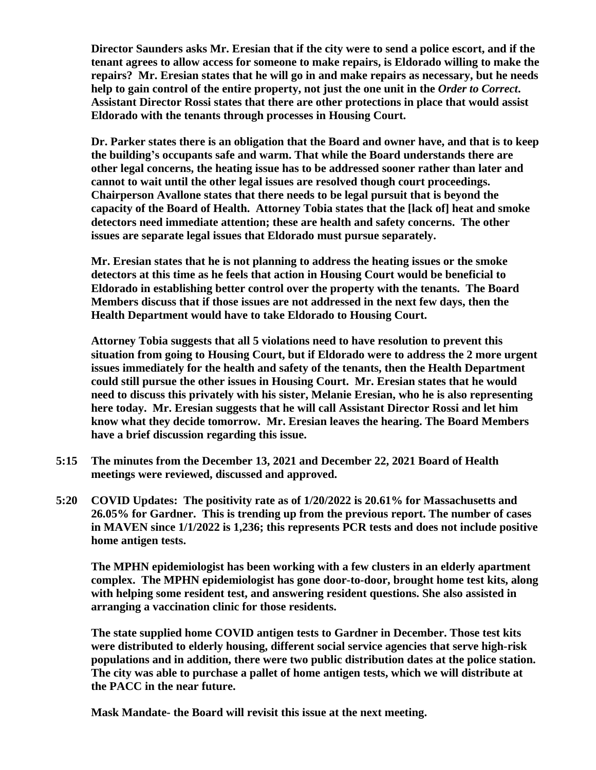**Director Saunders asks Mr. Eresian that if the city were to send a police escort, and if the tenant agrees to allow access for someone to make repairs, is Eldorado willing to make the repairs? Mr. Eresian states that he will go in and make repairs as necessary, but he needs help to gain control of the entire property, not just the one unit in the *Order to Correct*. Assistant Director Rossi states that there are other protections in place that would assist Eldorado with the tenants through processes in Housing Court.**

**Dr. Parker states there is an obligation that the Board and owner have, and that is to keep the building's occupants safe and warm. That while the Board understands there are other legal concerns, the heating issue has to be addressed sooner rather than later and cannot to wait until the other legal issues are resolved though court proceedings. Chairperson Avallone states that there needs to be legal pursuit that is beyond the capacity of the Board of Health. Attorney Tobia states that the [lack of] heat and smoke detectors need immediate attention; these are health and safety concerns. The other issues are separate legal issues that Eldorado must pursue separately.**

**Mr. Eresian states that he is not planning to address the heating issues or the smoke detectors at this time as he feels that action in Housing Court would be beneficial to Eldorado in establishing better control over the property with the tenants. The Board Members discuss that if those issues are not addressed in the next few days, then the Health Department would have to take Eldorado to Housing Court.**

**Attorney Tobia suggests that all 5 violations need to have resolution to prevent this situation from going to Housing Court, but if Eldorado were to address the 2 more urgent issues immediately for the health and safety of the tenants, then the Health Department could still pursue the other issues in Housing Court. Mr. Eresian states that he would need to discuss this privately with his sister, Melanie Eresian, who he is also representing here today. Mr. Eresian suggests that he will call Assistant Director Rossi and let him know what they decide tomorrow. Mr. Eresian leaves the hearing. The Board Members have a brief discussion regarding this issue.**

**5:15 The minutes from the December 13, 2021 and December 22, 2021 Board of Health meetings were reviewed, discussed and approved.**

**5:20 COVID Updates: The positivity rate as of 1/20/2022 is 20.61% for Massachusetts and 26.05% for Gardner. This is trending up from the previous report. The number of cases in MAVEN since 1/1/2022 is 1,236; this represents PCR tests and does not include positive home antigen tests.**

**The MPHN epidemiologist has been working with a few clusters in an elderly apartment complex. The MPHN epidemiologist has gone door-to-door, brought home test kits, along with helping some resident test, and answering resident questions. She also assisted in arranging a vaccination clinic for those residents.**

**The state supplied home COVID antigen tests to Gardner in December. Those test kits were distributed to elderly housing, different social service agencies that serve high-risk populations and in addition, there were two public distribution dates at the police station. The city was able to purchase a pallet of home antigen tests, which we will distribute at the PACC in the near future.**

**Mask Mandate- the Board will revisit this issue at the next meeting.**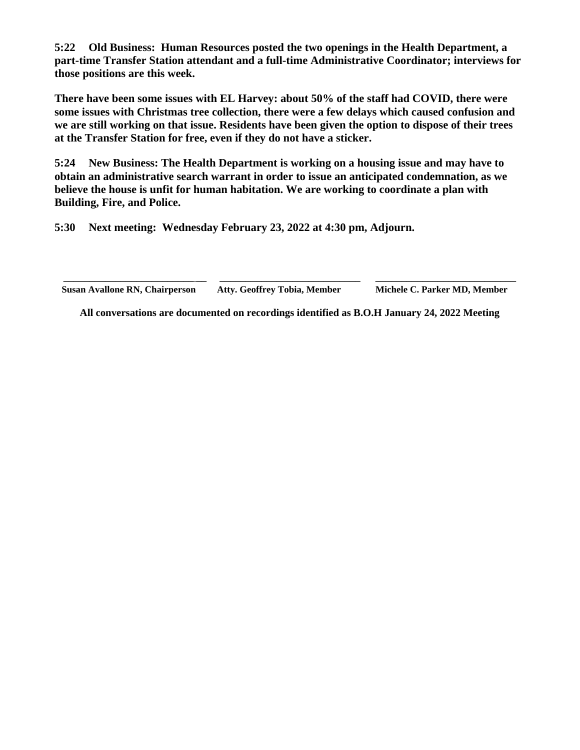**5:22 Old Business: Human Resources posted the two openings in the Health Department, a part-time Transfer Station attendant and a full-time Administrative Coordinator; interviews for those positions are this week.**

**There have been some issues with EL Harvey: about 50% of the staff had COVID, there were some issues with Christmas tree collection, there were a few delays which caused confusion and we are still working on that issue. Residents have been given the option to dispose of their trees at the Transfer Station for free, even if they do not have a sticker.**

**5:24 New Business: The Health Department is working on a housing issue and may have to obtain an administrative search warrant in order to issue an anticipated condemnation, as we believe the house is unfit for human habitation. We are working to coordinate a plan with Building, Fire, and Police.**

**5:30 Next meeting: Wednesday February 23, 2022 at 4:30 pm, Adjourn.**

| | | |
|---|---|---|
| ____________________________ | ____________________________ | ____________________________ |
| **Susan Avallone RN, Chairperson** | **Atty. Geoffrey Tobia, Member** | **Michele C. Parker MD, Member** |

**All conversations are documented on recordings identified as B.O.H January 24, 2022 Meeting**